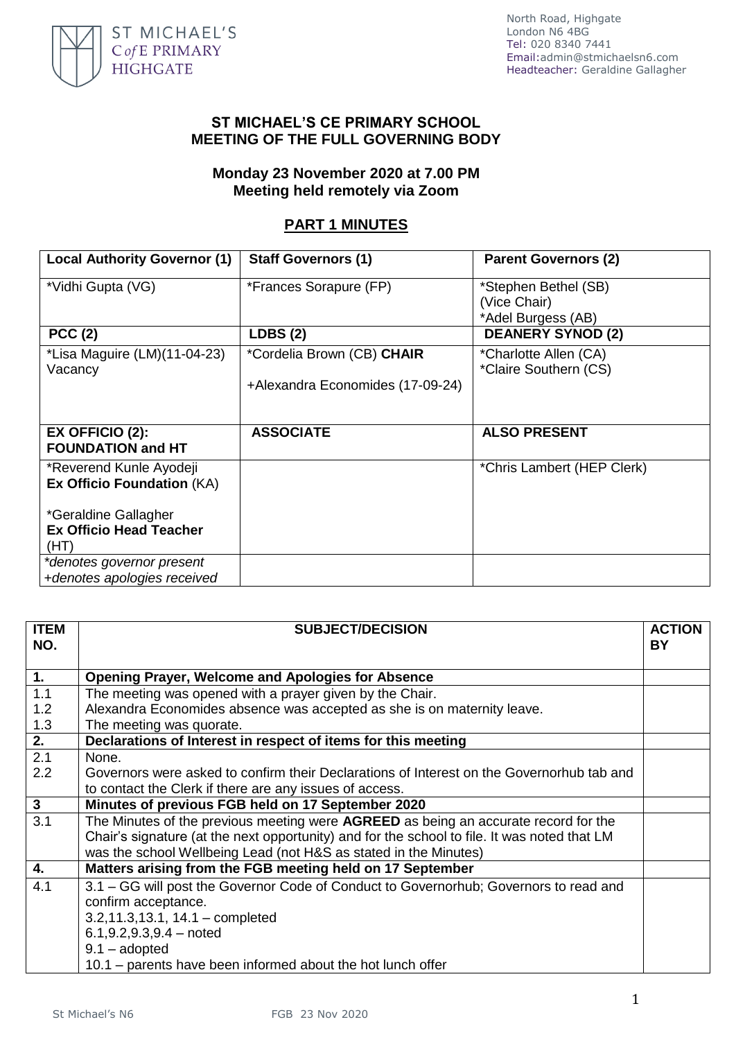ST MICHAEL'S C of E PRIMARY HIGHGATE

North Road, Highgate
London N6 4BG
Tel: 020 8340 7441
Email:admin@stmichaelsn6.com
Headteacher: Geraldine Gallagher

**ST MICHAEL'S CE PRIMARY SCHOOL**
**MEETING OF THE FULL GOVERNING BODY**

**Monday 23 November 2020 at 7.00 PM**
**Meeting held remotely via Zoom**

## PART 1 MINUTES

| Local Authority Governor (1) | Staff Governors (1) | Parent Governors (2) |
|---|---|---|
| *Vidhi Gupta (VG) | *Frances Sorapure (FP) | *Stephen Bethel (SB) (Vice Chair)<br>*Adel Burgess (AB) |
| **PCC (2)** | **LDBS (2)** | **DEANERY SYNOD (2)** |
| *Lisa Maguire (LM)(11-04-23)<br>Vacancy | *Cordelia Brown (CB) **CHAIR**<br><br>+Alexandra Economides (17-09-24) | *Charlotte Allen (CA)<br>*Claire Southern (CS) |
| **EX OFFICIO (2): FOUNDATION and HT** | **ASSOCIATE** | **ALSO PRESENT** |
| *Reverend Kunle Ayodeji **Ex Officio Foundation** (KA)<br><br>*Geraldine Gallagher **Ex Officio Head Teacher** (HT) | | *Chris Lambert (HEP Clerk) |
| *\*denotes governor present*<br>*+denotes apologies received* | | |

| ITEM NO. | SUBJECT/DECISION | ACTION BY |
|---|---|---|
| **1.** | **Opening Prayer, Welcome and Apologies for Absence** | |
| 1.1<br>1.2<br>1.3 | The meeting was opened with a prayer given by the Chair.<br>Alexandra Economides absence was accepted as she is on maternity leave.<br>The meeting was quorate. | |
| **2.** | **Declarations of Interest in respect of items for this meeting** | |
| 2.1<br>2.2 | None.<br>Governors were asked to confirm their Declarations of Interest on the Governorhub tab and to contact the Clerk if there are any issues of access. | |
| **3** | **Minutes of previous FGB held on 17 September 2020** | |
| 3.1 | The Minutes of the previous meeting were **AGREED** as being an accurate record for the Chair's signature (at the next opportunity) and for the school to file. It was noted that LM was the school Wellbeing Lead (not H&S as stated in the Minutes) | |
| **4.** | **Matters arising from the FGB meeting held on 17 September** | |
| 4.1 | 3.1 – GG will post the Governor Code of Conduct to Governorhub; Governors to read and confirm acceptance.<br>3.2,11.3,13.1, 14.1 – completed<br>6.1,9.2,9.3,9.4 – noted<br>9.1 – adopted<br>10.1 – parents have been informed about the hot lunch offer | |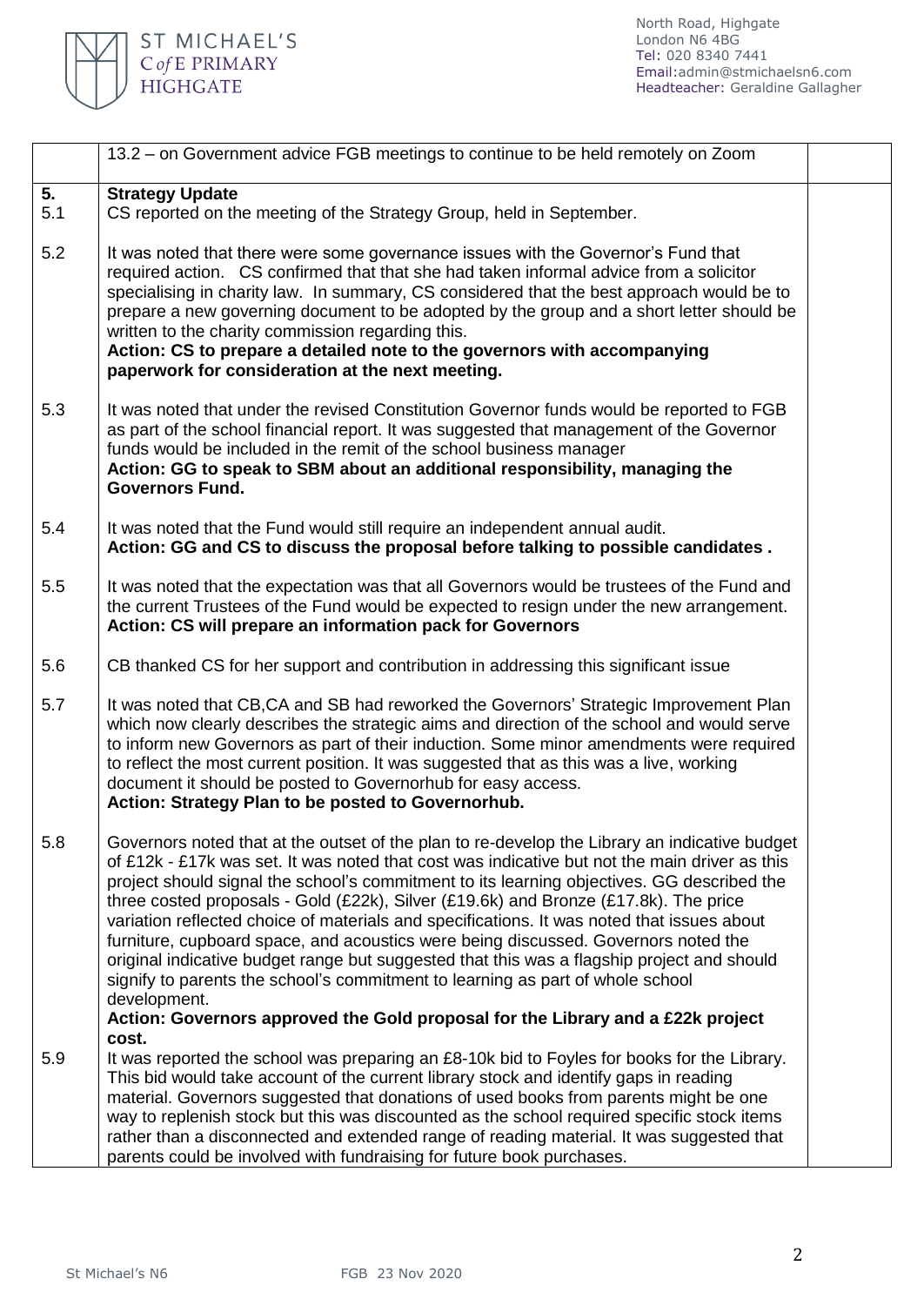|  | 13.2 – on Government advice FGB meetings to continue to be held remotely on Zoom |  |
|---|---|---|
| **5.** 5.1 | **Strategy Update** CS reported on the meeting of the Strategy Group, held in September. |  |
| 5.2 | It was noted that there were some governance issues with the Governor's Fund that required action. CS confirmed that that she had taken informal advice from a solicitor specialising in charity law. In summary, CS considered that the best approach would be to prepare a new governing document to be adopted by the group and a short letter should be written to the charity commission regarding this. **Action: CS to prepare a detailed note to the governors with accompanying paperwork for consideration at the next meeting.** |  |
| 5.3 | It was noted that under the revised Constitution Governor funds would be reported to FGB as part of the school financial report. It was suggested that management of the Governor funds would be included in the remit of the school business manager **Action: GG to speak to SBM about an additional responsibility, managing the Governors Fund.** |  |
| 5.4 | It was noted that the Fund would still require an independent annual audit. **Action: GG and CS to discuss the proposal before talking to possible candidates .** |  |
| 5.5 | It was noted that the expectation was that all Governors would be trustees of the Fund and the current Trustees of the Fund would be expected to resign under the new arrangement. **Action: CS will prepare an information pack for Governors** |  |
| 5.6 | CB thanked CS for her support and contribution in addressing this significant issue |  |
| 5.7 | It was noted that CB,CA and SB had reworked the Governors' Strategic Improvement Plan which now clearly describes the strategic aims and direction of the school and would serve to inform new Governors as part of their induction. Some minor amendments were required to reflect the most current position. It was suggested that as this was a live, working document it should be posted to Governorhub for easy access. **Action: Strategy Plan to be posted to Governorhub.** |  |
| 5.8 | Governors noted that at the outset of the plan to re-develop the Library an indicative budget of £12k - £17k was set. It was noted that cost was indicative but not the main driver as this project should signal the school's commitment to its learning objectives. GG described the three costed proposals - Gold (£22k), Silver (£19.6k) and Bronze (£17.8k). The price variation reflected choice of materials and specifications. It was noted that issues about furniture, cupboard space, and acoustics were being discussed. Governors noted the original indicative budget range but suggested that this was a flagship project and should signify to parents the school's commitment to learning as part of whole school development. **Action: Governors approved the Gold proposal for the Library and a £22k project cost.** |  |
| 5.9 | It was reported the school was preparing an £8-10k bid to Foyles for books for the Library. This bid would take account of the current library stock and identify gaps in reading material. Governors suggested that donations of used books from parents might be one way to replenish stock but this was discounted as the school required specific stock items rather than a disconnected and extended range of reading material. It was suggested that parents could be involved with fundraising for future book purchases. |  |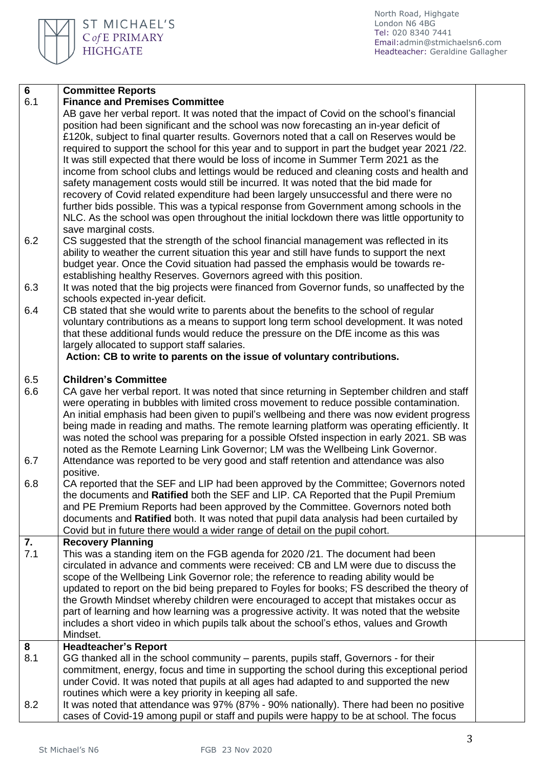| | | |
|---|---|---|
| **6** | **Committee Reports** | |
| 6.1 | **Finance and Premises Committee**<br>AB gave her verbal report. It was noted that the impact of Covid on the school's financial position had been significant and the school was now forecasting an in-year deficit of £120k, subject to final quarter results. Governors noted that a call on Reserves would be required to support the school for this year and to support in part the budget year 2021 /22. It was still expected that there would be loss of income in Summer Term 2021 as the income from school clubs and lettings would be reduced and cleaning costs and health and safety management costs would still be incurred. It was noted that the bid made for recovery of Covid related expenditure had been largely unsuccessful and there were no further bids possible. This was a typical response from Government among schools in the NLC. As the school was open throughout the initial lockdown there was little opportunity to save marginal costs. | |
| 6.2 | CS suggested that the strength of the school financial management was reflected in its ability to weather the current situation this year and still have funds to support the next budget year. Once the Covid situation had passed the emphasis would be towards re-establishing healthy Reserves. Governors agreed with this position. | |
| 6.3 | It was noted that the big projects were financed from Governor funds, so unaffected by the schools expected in-year deficit. | |
| 6.4 | CB stated that she would write to parents about the benefits to the school of regular voluntary contributions as a means to support long term school development. It was noted that these additional funds would reduce the pressure on the DfE income as this was largely allocated to support staff salaries.<br>**Action: CB to write to parents on the issue of voluntary contributions.** | |
| 6.5 | **Children's Committee** | |
| 6.6 | CA gave her verbal report. It was noted that since returning in September children and staff were operating in bubbles with limited cross movement to reduce possible contamination. An initial emphasis had been given to pupil's wellbeing and there was now evident progress being made in reading and maths. The remote learning platform was operating efficiently. It was noted the school was preparing for a possible Ofsted inspection in early 2021. SB was noted as the Remote Learning Link Governor; LM was the Wellbeing Link Governor. | |
| 6.7 | Attendance was reported to be very good and staff retention and attendance was also positive. | |
| 6.8 | CA reported that the SEF and LIP had been approved by the Committee; Governors noted the documents and **Ratified** both the SEF and LIP. CA Reported that the Pupil Premium and PE Premium Reports had been approved by the Committee. Governors noted both documents and **Ratified** both. It was noted that pupil data analysis had been curtailed by Covid but in future there would a wider range of detail on the pupil cohort. | |
| **7.** | **Recovery Planning** | |
| 7.1 | This was a standing item on the FGB agenda for 2020 /21. The document had been circulated in advance and comments were received: CB and LM were due to discuss the scope of the Wellbeing Link Governor role; the reference to reading ability would be updated to report on the bid being prepared to Foyles for books; FS described the theory of the Growth Mindset whereby children were encouraged to accept that mistakes occur as part of learning and how learning was a progressive activity. It was noted that the website includes a short video in which pupils talk about the school's ethos, values and Growth Mindset. | |
| **8** | **Headteacher's Report** | |
| 8.1 | GG thanked all in the school community – parents, pupils staff, Governors - for their commitment, energy, focus and time in supporting the school during this exceptional period under Covid. It was noted that pupils at all ages had adapted to and supported the new routines which were a key priority in keeping all safe. | |
| 8.2 | It was noted that attendance was 97% (87% - 90% nationally). There had been no positive cases of Covid-19 among pupil or staff and pupils were happy to be at school. The focus | |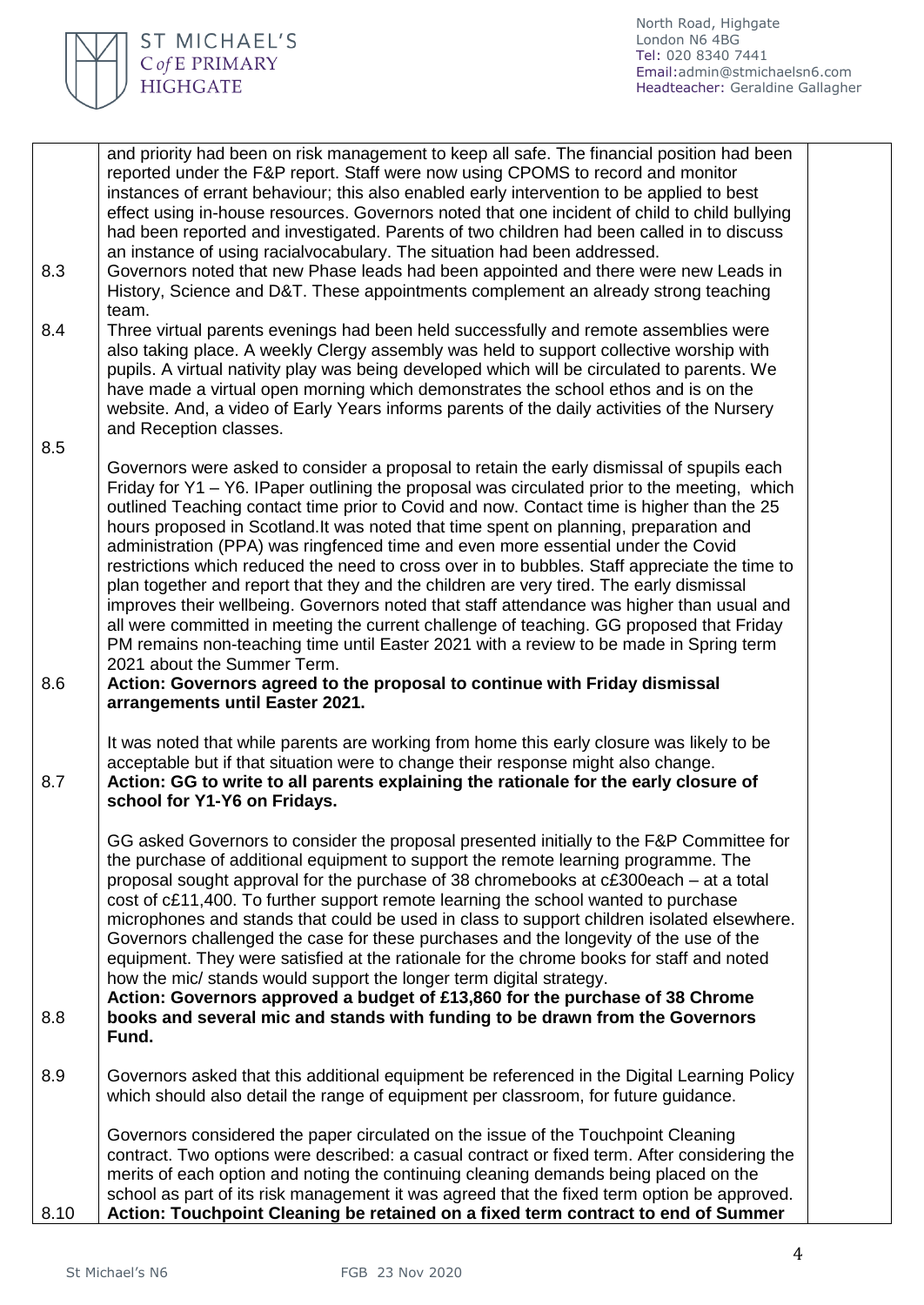| | | |
|---|---|---|
| | and priority had been on risk management to keep all safe. The financial position had been reported under the F&P report. Staff were now using CPOMS to record and monitor instances of errant behaviour; this also enabled early intervention to be applied to best effect using in-house resources. Governors noted that one incident of child to child bullying had been reported and investigated. Parents of two children had been called in to discuss an instance of using racialvocabulary. The situation had been addressed. | |
| 8.3 | Governors noted that new Phase leads had been appointed and there were new Leads in History, Science and D&T. These appointments complement an already strong teaching team. | |
| 8.4 | Three virtual parents evenings had been held successfully and remote assemblies were also taking place. A weekly Clergy assembly was held to support collective worship with pupils. A virtual nativity play was being developed which will be circulated to parents. We have made a virtual open morning which demonstrates the school ethos and is on the website. And, a video of Early Years informs parents of the daily activities of the Nursery and Reception classes. | |
| 8.5 | Governors were asked to consider a proposal to retain the early dismissal of spupils each Friday for Y1 – Y6. IPaper outlining the proposal was circulated prior to the meeting, which outlined Teaching contact time prior to Covid and now. Contact time is higher than the 25 hours proposed in Scotland.It was noted that time spent on planning, preparation and administration (PPA) was ringfenced time and even more essential under the Covid restrictions which reduced the need to cross over in to bubbles. Staff appreciate the time to plan together and report that they and the children are very tired. The early dismissal improves their wellbeing. Governors noted that staff attendance was higher than usual and all were committed in meeting the current challenge of teaching. GG proposed that Friday PM remains non-teaching time until Easter 2021 with a review to be made in Spring term 2021 about the Summer Term. | |
| 8.6 | **Action: Governors agreed to the proposal to continue with Friday dismissal arrangements until Easter 2021.** | |
| | It was noted that while parents are working from home this early closure was likely to be acceptable but if that situation were to change their response might also change. | |
| 8.7 | **Action: GG to write to all parents explaining the rationale for the early closure of school for Y1-Y6 on Fridays.** | |
| | GG asked Governors to consider the proposal presented initially to the F&P Committee for the purchase of additional equipment to support the remote learning programme. The proposal sought approval for the purchase of 38 chromebooks at c£300each – at a total cost of c£11,400. To further support remote learning the school wanted to purchase microphones and stands that could be used in class to support children isolated elsewhere. Governors challenged the case for these purchases and the longevity of the use of the equipment. They were satisfied at the rationale for the chrome books for staff and noted how the mic/ stands would support the longer term digital strategy. | |
| 8.8 | **Action: Governors approved a budget of £13,860 for the purchase of 38 Chrome books and several mic and stands with funding to be drawn from the Governors Fund.** | |
| 8.9 | Governors asked that this additional equipment be referenced in the Digital Learning Policy which should also detail the range of equipment per classroom, for future guidance. | |
| | Governors considered the paper circulated on the issue of the Touchpoint Cleaning contract. Two options were described: a casual contract or fixed term. After considering the merits of each option and noting the continuing cleaning demands being placed on the school as part of its risk management it was agreed that the fixed term option be approved. | |
| 8.10 | **Action: Touchpoint Cleaning be retained on a fixed term contract to end of Summer** | |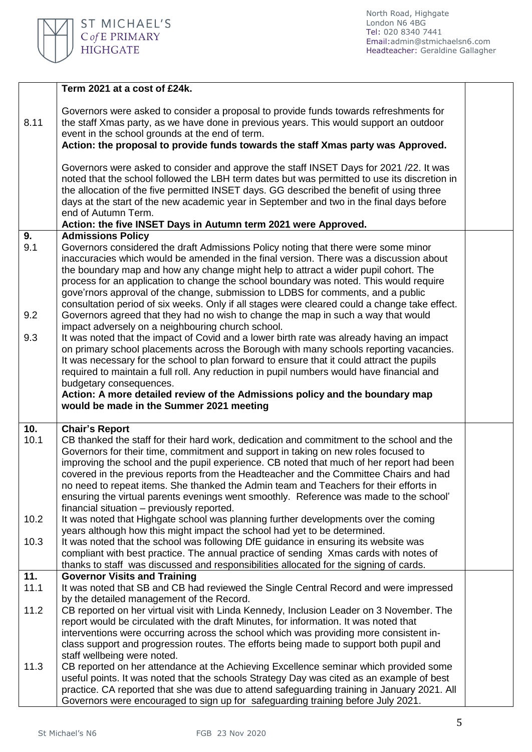| | | |
|---|---|---|
| | **Term 2021 at a cost of £24k.** | |
| 8.11 | Governors were asked to consider a proposal to provide funds towards refreshments for the staff Xmas party, as we have done in previous years. This would support an outdoor event in the school grounds at the end of term.<br>**Action: the proposal to provide funds towards the staff Xmas party was Approved.**<br><br>Governors were asked to consider and approve the staff INSET Days for 2021 /22. It was noted that the school followed the LBH term dates but was permitted to use its discretion in the allocation of the five permitted INSET days. GG described the benefit of using three days at the start of the new academic year in September and two in the final days before end of Autumn Term.<br>**Action: the five INSET Days in Autumn term 2021 were Approved.** | |
| **9.** | **Admissions Policy** | |
| 9.1 | Governors considered the draft Admissions Policy noting that there were some minor inaccuracies which would be amended in the final version. There was a discussion about the boundary map and how any change might help to attract a wider pupil cohort. The process for an application to change the school boundary was noted. This would require gove'rnors approval of the change, submission to LDBS for comments, and a public consultation period of six weeks. Only if all stages were cleared could a change take effect. | |
| 9.2 | Governors agreed that they had no wish to change the map in such a way that would impact adversely on a neighbouring church school. | |
| 9.3 | It was noted that the impact of Covid and a lower birth rate was already having an impact on primary school placements across the Borough with many schools reporting vacancies. It was necessary for the school to plan forward to ensure that it could attract the pupils required to maintain a full roll. Any reduction in pupil numbers would have financial and budgetary consequences.<br>**Action: A more detailed review of the Admissions policy and the boundary map would be made in the Summer 2021 meeting** | |
| **10.** | **Chair's Report** | |
| 10.1 | CB thanked the staff for their hard work, dedication and commitment to the school and the Governors for their time, commitment and support in taking on new roles focused to improving the school and the pupil experience. CB noted that much of her report had been covered in the previous reports from the Headteacher and the Committee Chairs and had no need to repeat items. She thanked the Admin team and Teachers for their efforts in ensuring the virtual parents evenings went smoothly. Reference was made to the school' financial situation – previously reported. | |
| 10.2 | It was noted that Highgate school was planning further developments over the coming years although how this might impact the school had yet to be determined. | |
| 10.3 | It was noted that the school was following DfE guidance in ensuring its website was compliant with best practice. The annual practice of sending Xmas cards with notes of thanks to staff was discussed and responsibilities allocated for the signing of cards. | |
| **11.** | **Governor Visits and Training** | |
| 11.1 | It was noted that SB and CB had reviewed the Single Central Record and were impressed by the detailed management of the Record. | |
| 11.2 | CB reported on her virtual visit with Linda Kennedy, Inclusion Leader on 3 November. The report would be circulated with the draft Minutes, for information. It was noted that interventions were occurring across the school which was providing more consistent in-class support and progression routes. The efforts being made to support both pupil and staff wellbeing were noted. | |
| 11.3 | CB reported on her attendance at the Achieving Excellence seminar which provided some useful points. It was noted that the schools Strategy Day was cited as an example of best practice. CA reported that she was due to attend safeguarding training in January 2021. All Governors were encouraged to sign up for safeguarding training before July 2021. | |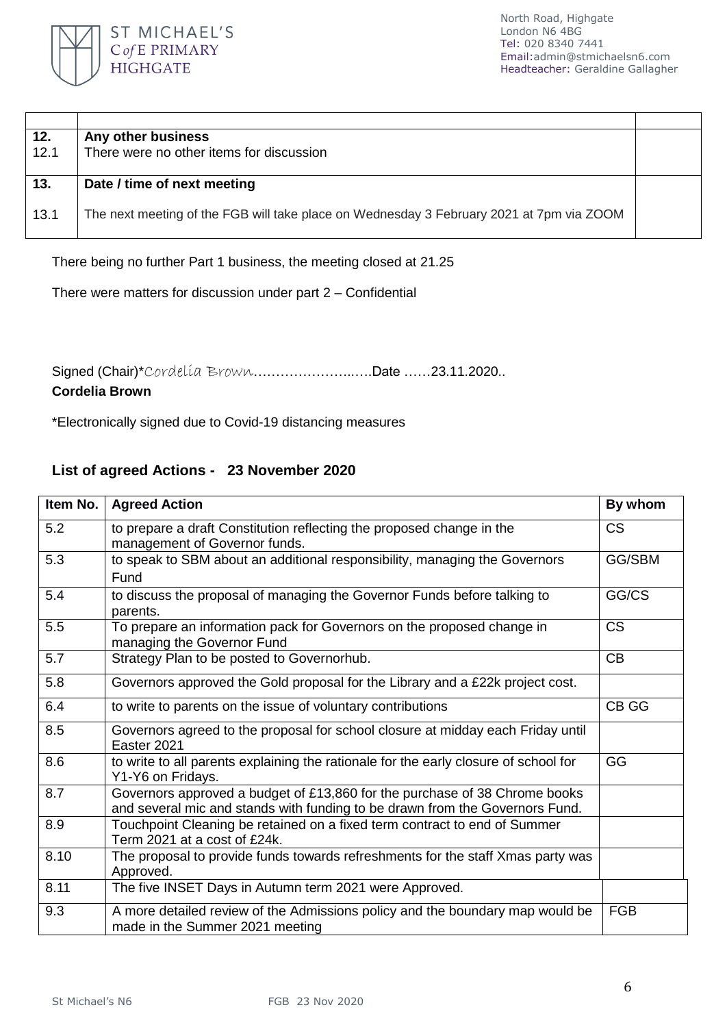| | | |
|---|---|---|
| **12.** 12.1 | **Any other business** There were no other items for discussion | |
| **13.** 13.1 | **Date / time of next meeting** The next meeting of the FGB will take place on Wednesday 3 February 2021 at 7pm via ZOOM | |

There being no further Part 1 business, the meeting closed at 21.25

There were matters for discussion under part 2 – Confidential

Signed (Chair)*Cordelia Brown………………….…..Date ……23.11.2020..

**Cordelia Brown**

*Electronically signed due to Covid-19 distancing measures

## List of agreed Actions - 23 November 2020

| Item No. | Agreed Action | By whom |
|---|---|---|
| 5.2 | to prepare a draft Constitution reflecting the proposed change in the management of Governor funds. | CS |
| 5.3 | to speak to SBM about an additional responsibility, managing the Governors Fund | GG/SBM |
| 5.4 | to discuss the proposal of managing the Governor Funds before talking to parents. | GG/CS |
| 5.5 | To prepare an information pack for Governors on the proposed change in managing the Governor Fund | CS |
| 5.7 | Strategy Plan to be posted to Governorhub. | CB |
| 5.8 | Governors approved the Gold proposal for the Library and a £22k project cost. | |
| 6.4 | to write to parents on the issue of voluntary contributions | CB GG |
| 8.5 | Governors agreed to the proposal for school closure at midday each Friday until Easter 2021 | |
| 8.6 | to write to all parents explaining the rationale for the early closure of school for Y1-Y6 on Fridays. | GG |
| 8.7 | Governors approved a budget of £13,860 for the purchase of 38 Chrome books and several mic and stands with funding to be drawn from the Governors Fund. | |
| 8.9 | Touchpoint Cleaning be retained on a fixed term contract to end of Summer Term 2021 at a cost of £24k. | |
| 8.10 | The proposal to provide funds towards refreshments for the staff Xmas party was Approved. | |
| 8.11 | The five INSET Days in Autumn term 2021 were Approved. | |
| 9.3 | A more detailed review of the Admissions policy and the boundary map would be made in the Summer 2021 meeting | FGB |